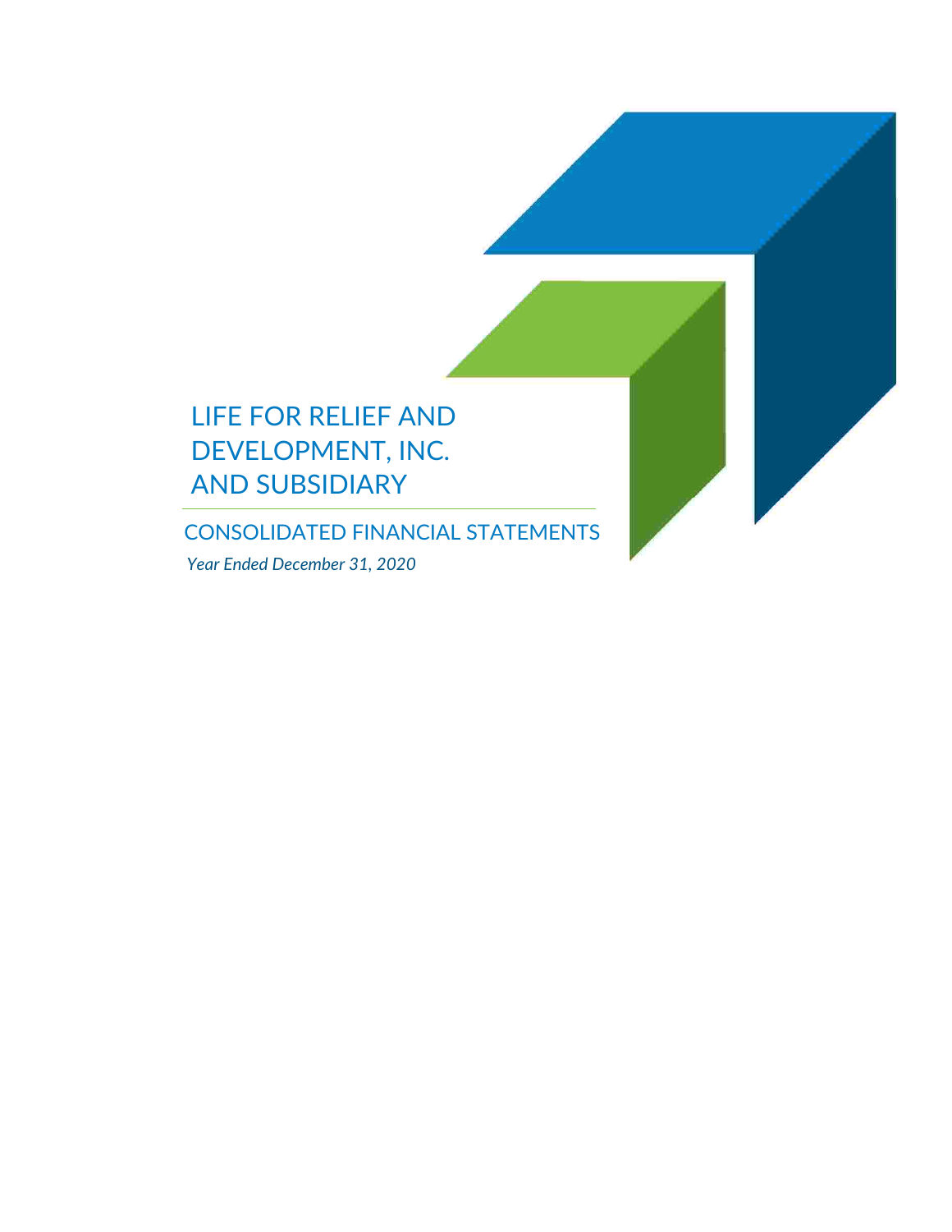# LIFE FOR RELIEF AND DEVELOPMENT, INC. AND SUBSIDIARY

## CONSOLIDATED FINANCIAL STATEMENTS

*Year Ended December 31, 2020*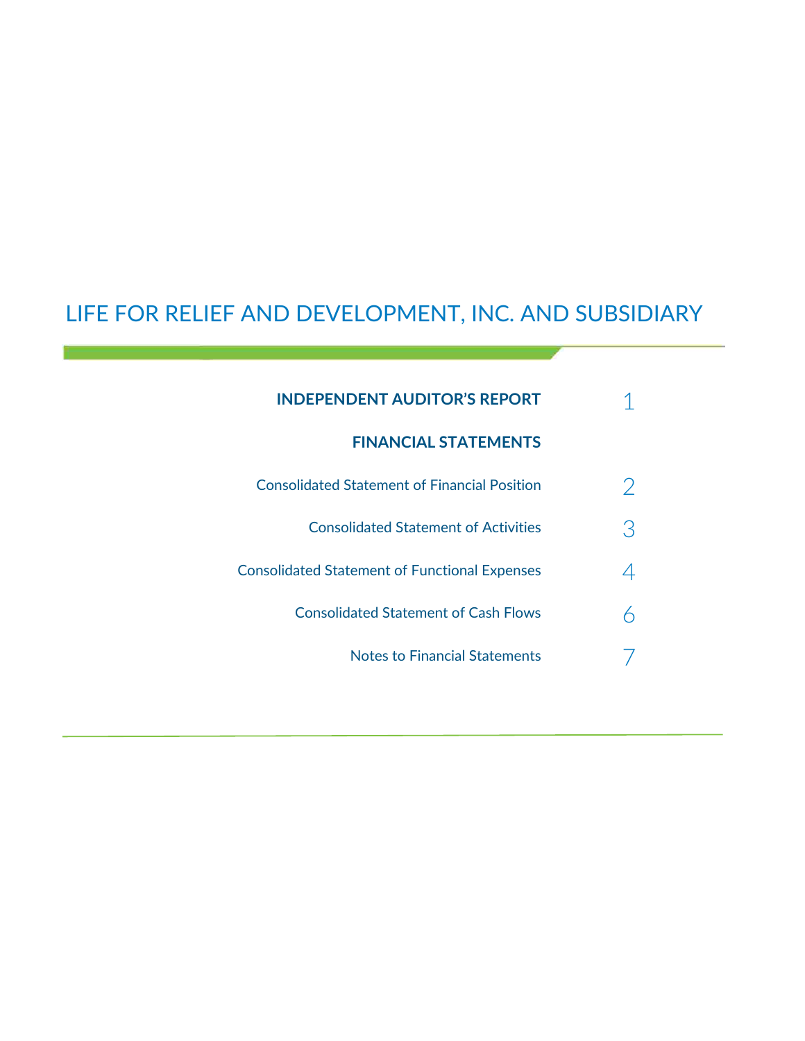# LIFE FOR RELIEF AND DEVELOPMENT, INC. AND SUBSIDIARY

| | |
|---|---|
| **INDEPENDENT AUDITOR'S REPORT** | 1 |
| **FINANCIAL STATEMENTS** | |
| Consolidated Statement of Financial Position | 2 |
| Consolidated Statement of Activities | 3 |
| Consolidated Statement of Functional Expenses | 4 |
| Consolidated Statement of Cash Flows | 6 |
| Notes to Financial Statements | 7 |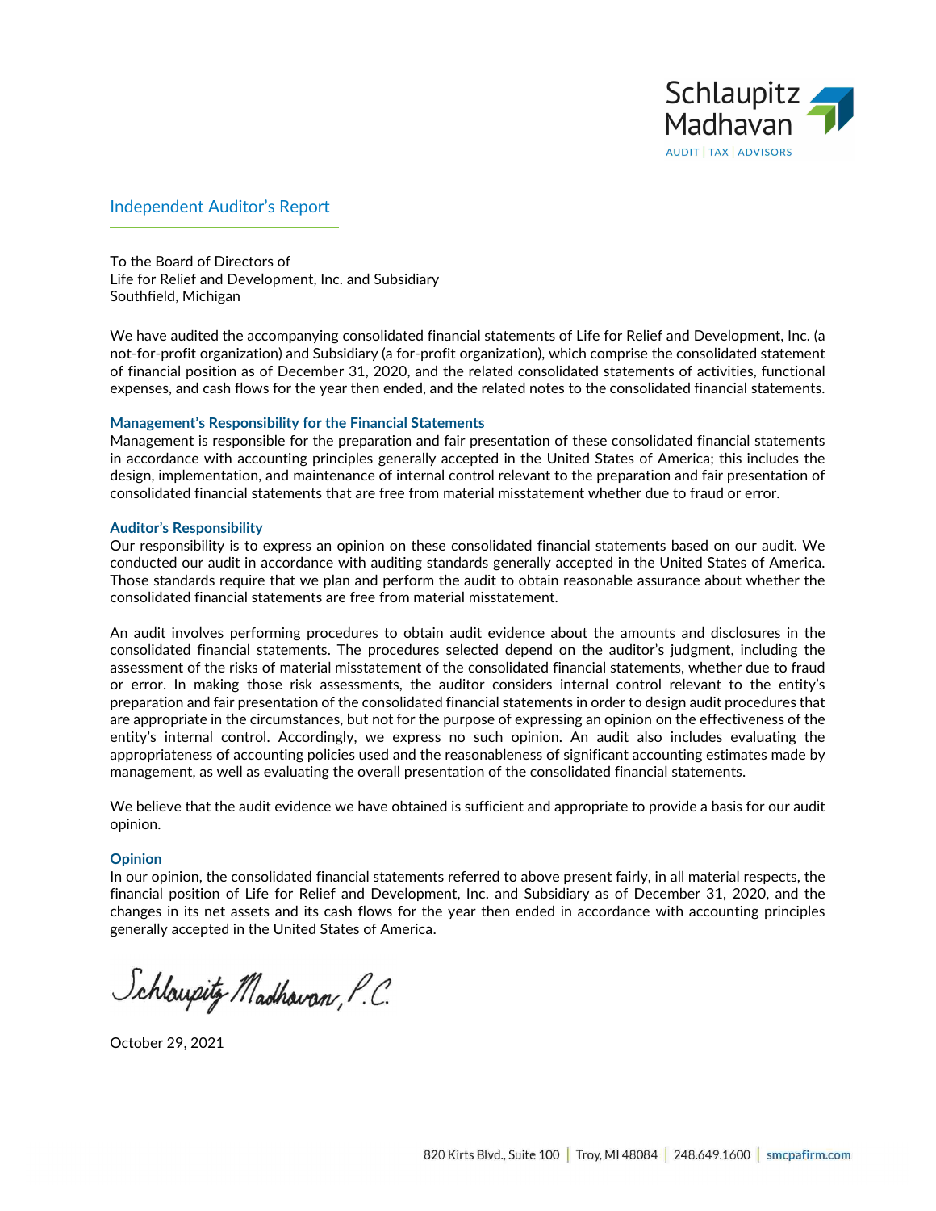Schlaupitz Madhavan
AUDIT | TAX | ADVISORS

# Independent Auditor's Report

To the Board of Directors of
Life for Relief and Development, Inc. and Subsidiary
Southfield, Michigan

We have audited the accompanying consolidated financial statements of Life for Relief and Development, Inc. (a not-for-profit organization) and Subsidiary (a for-profit organization), which comprise the consolidated statement of financial position as of December 31, 2020, and the related consolidated statements of activities, functional expenses, and cash flows for the year then ended, and the related notes to the consolidated financial statements.

**Management's Responsibility for the Financial Statements**

Management is responsible for the preparation and fair presentation of these consolidated financial statements in accordance with accounting principles generally accepted in the United States of America; this includes the design, implementation, and maintenance of internal control relevant to the preparation and fair presentation of consolidated financial statements that are free from material misstatement whether due to fraud or error.

**Auditor's Responsibility**

Our responsibility is to express an opinion on these consolidated financial statements based on our audit. We conducted our audit in accordance with auditing standards generally accepted in the United States of America. Those standards require that we plan and perform the audit to obtain reasonable assurance about whether the consolidated financial statements are free from material misstatement.

An audit involves performing procedures to obtain audit evidence about the amounts and disclosures in the consolidated financial statements. The procedures selected depend on the auditor's judgment, including the assessment of the risks of material misstatement of the consolidated financial statements, whether due to fraud or error. In making those risk assessments, the auditor considers internal control relevant to the entity's preparation and fair presentation of the consolidated financial statements in order to design audit procedures that are appropriate in the circumstances, but not for the purpose of expressing an opinion on the effectiveness of the entity's internal control. Accordingly, we express no such opinion. An audit also includes evaluating the appropriateness of accounting policies used and the reasonableness of significant accounting estimates made by management, as well as evaluating the overall presentation of the consolidated financial statements.

We believe that the audit evidence we have obtained is sufficient and appropriate to provide a basis for our audit opinion.

**Opinion**

In our opinion, the consolidated financial statements referred to above present fairly, in all material respects, the financial position of Life for Relief and Development, Inc. and Subsidiary as of December 31, 2020, and the changes in its net assets and its cash flows for the year then ended in accordance with accounting principles generally accepted in the United States of America.

Schlaupitz Madhavan, P.C.

October 29, 2021

820 Kirts Blvd., Suite 100 | Troy, MI 48084 | 248.649.1600 | smcpafirm.com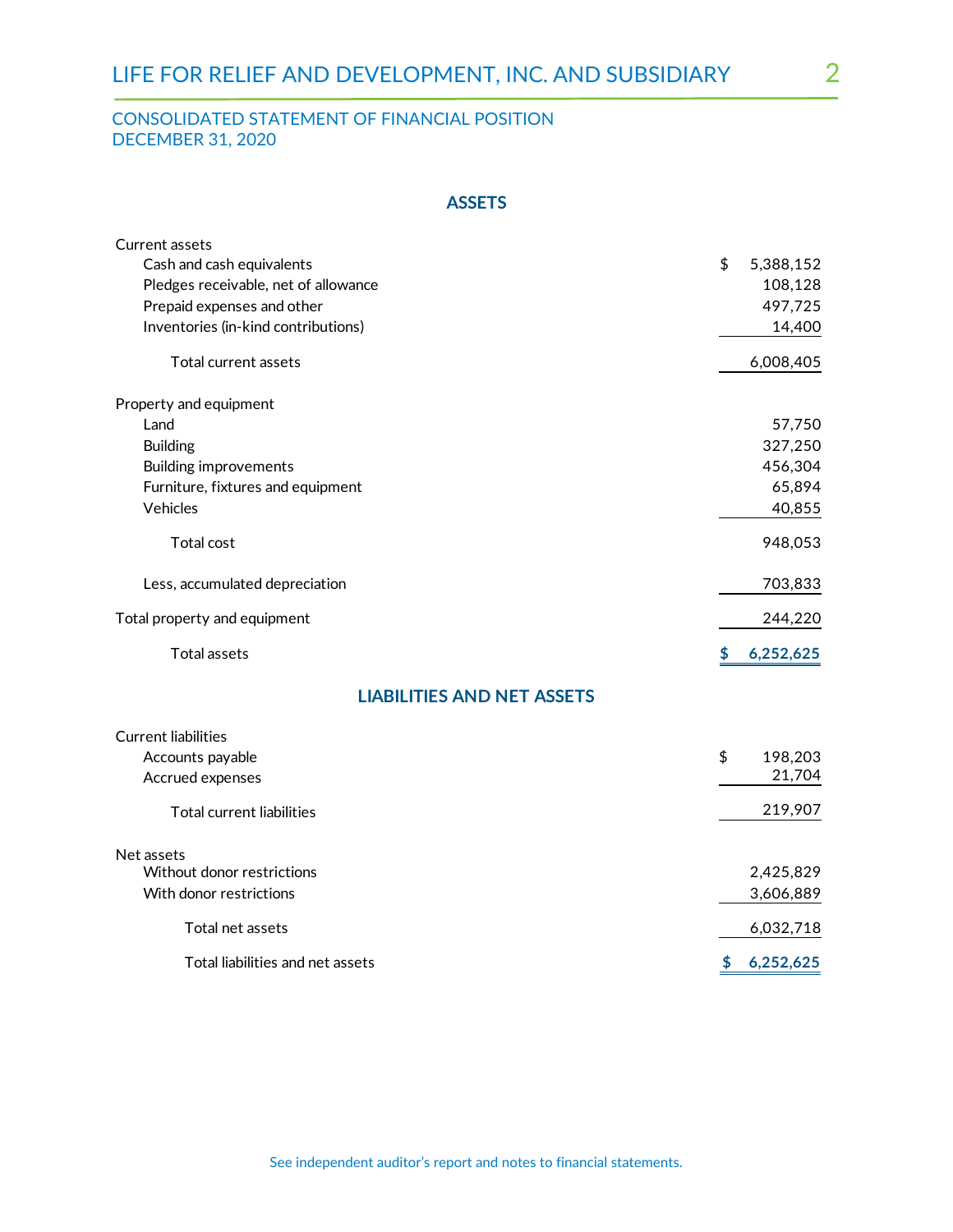# LIFE FOR RELIEF AND DEVELOPMENT, INC. AND SUBSIDIARY

## CONSOLIDATED STATEMENT OF FINANCIAL POSITION
## DECEMBER 31, 2020

### ASSETS

| | |
|---|---|
| Current assets | |
| Cash and cash equivalents | $ 5,388,152 |
| Pledges receivable, net of allowance | 108,128 |
| Prepaid expenses and other | 497,725 |
| Inventories (in-kind contributions) | 14,400 |
| Total current assets | 6,008,405 |
| Property and equipment | |
| Land | 57,750 |
| Building | 327,250 |
| Building improvements | 456,304 |
| Furniture, fixtures and equipment | 65,894 |
| Vehicles | 40,855 |
| Total cost | 948,053 |
| Less, accumulated depreciation | 703,833 |
| Total property and equipment | 244,220 |
| Total assets | **$ 6,252,625** |

### LIABILITIES AND NET ASSETS

| | |
|---|---|
| Current liabilities | |
| Accounts payable | $ 198,203 |
| Accrued expenses | 21,704 |
| Total current liabilities | 219,907 |
| Net assets | |
| Without donor restrictions | 2,425,829 |
| With donor restrictions | 3,606,889 |
| Total net assets | 6,032,718 |
| Total liabilities and net assets | **$ 6,252,625** |

See independent auditor's report and notes to financial statements.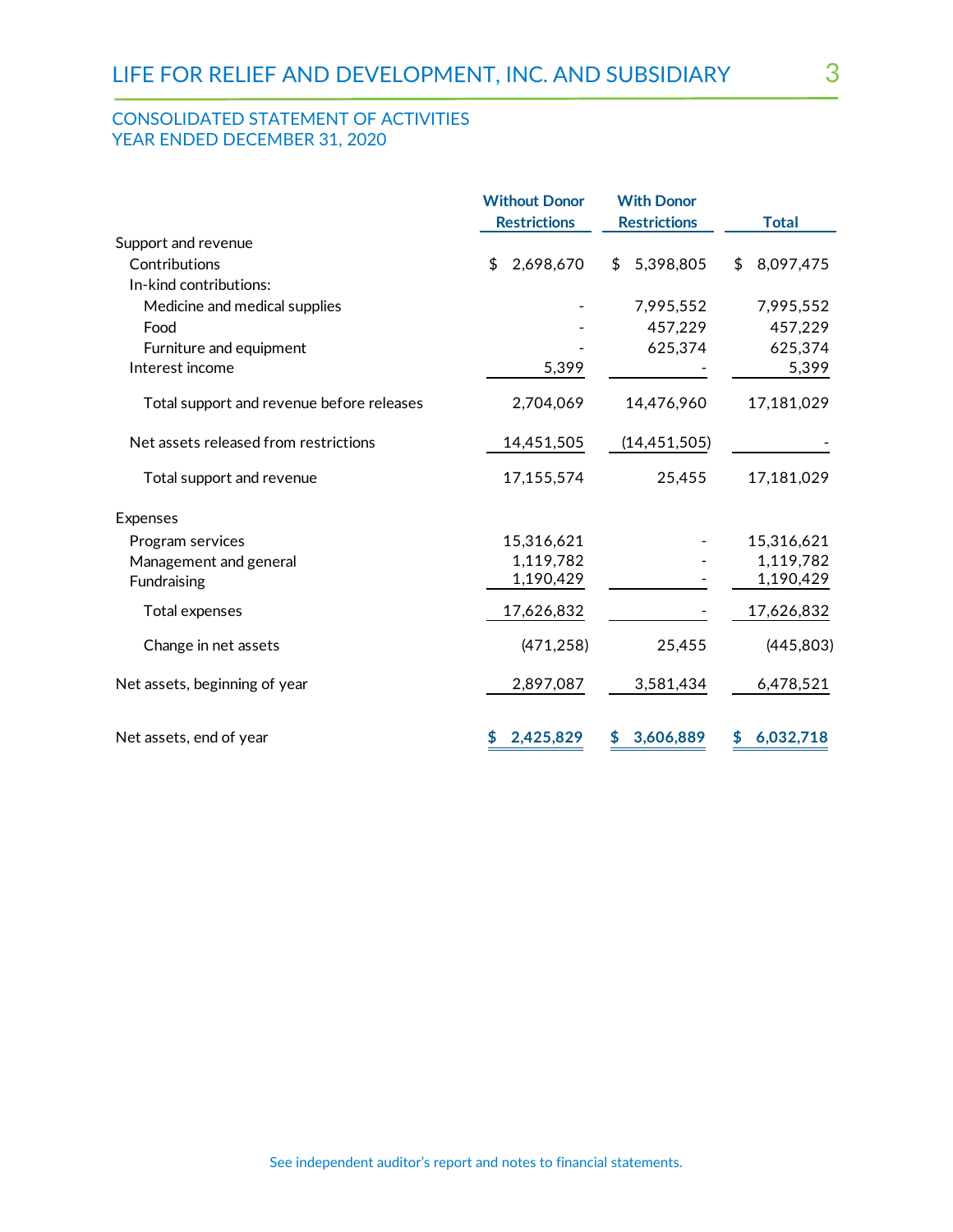## CONSOLIDATED STATEMENT OF ACTIVITIES
## YEAR ENDED DECEMBER 31, 2020

| | Without Donor Restrictions | With Donor Restrictions | Total |
|---|---|---|---|
| Support and revenue | | | |
| Contributions | $ 2,698,670 | $ 5,398,805 | $ 8,097,475 |
| In-kind contributions: | | | |
| Medicine and medical supplies | - | 7,995,552 | 7,995,552 |
| Food | - | 457,229 | 457,229 |
| Furniture and equipment | - | 625,374 | 625,374 |
| Interest income | 5,399 | - | 5,399 |
| Total support and revenue before releases | 2,704,069 | 14,476,960 | 17,181,029 |
| Net assets released from restrictions | 14,451,505 | (14,451,505) | - |
| Total support and revenue | 17,155,574 | 25,455 | 17,181,029 |
| Expenses | | | |
| Program services | 15,316,621 | - | 15,316,621 |
| Management and general | 1,119,782 | - | 1,119,782 |
| Fundraising | 1,190,429 | - | 1,190,429 |
| Total expenses | 17,626,832 | - | 17,626,832 |
| Change in net assets | (471,258) | 25,455 | (445,803) |
| Net assets, beginning of year | 2,897,087 | 3,581,434 | 6,478,521 |
| Net assets, end of year | **$ 2,425,829** | **$ 3,606,889** | **$ 6,032,718** |

See independent auditor's report and notes to financial statements.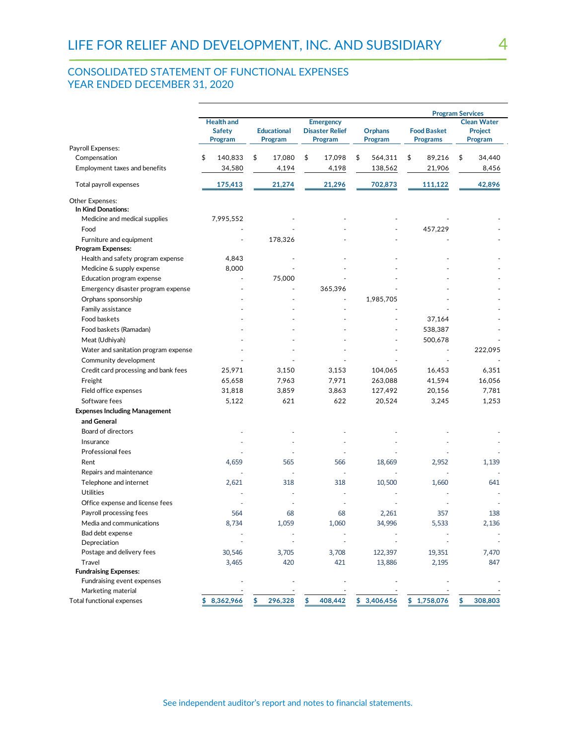# LIFE FOR RELIEF AND DEVELOPMENT, INC. AND SUBSIDIARY

## CONSOLIDATED STATEMENT OF FUNCTIONAL EXPENSES
## YEAR ENDED DECEMBER 31, 2020

| | Program Services | | | | | |
|---|---|---|---|---|---|---|
| | Health and Safety Program | Educational Program | Emergency Disaster Relief Program | Orphans Program | Food Basket Programs | Clean Water Project Program |
| Payroll Expenses: | | | | | | |
| Compensation | $ 140,833 | $ 17,080 | $ 17,098 | $ 564,311 | $ 89,216 | $ 34,440 |
| Employment taxes and benefits | 34,580 | 4,194 | 4,198 | 138,562 | 21,906 | 8,456 |
| Total payroll expenses | 175,413 | 21,274 | 21,296 | 702,873 | 111,122 | 42,896 |
| Other Expenses: | | | | | | |
| **In Kind Donations:** | | | | | | |
| Medicine and medical supplies | 7,995,552 | - | - | - | - | - |
| Food | - | - | - | - | 457,229 | - |
| Furniture and equipment | - | 178,326 | - | - | - | - |
| **Program Expenses:** | | | | | | |
| Health and safety program expense | 4,843 | - | - | - | - | - |
| Medicine & supply expense | 8,000 | - | - | - | - | - |
| Education program expense | - | 75,000 | - | - | - | - |
| Emergency disaster program expense | - | - | 365,396 | - | - | - |
| Orphans sponsorship | - | - | - | 1,985,705 | - | - |
| Family assistance | - | - | - | - | - | - |
| Food baskets | - | - | - | - | 37,164 | - |
| Food baskets (Ramadan) | - | - | - | - | 538,387 | - |
| Meat (Udhiyah) | - | - | - | - | 500,678 | - |
| Water and sanitation program expense | - | - | - | - | - | 222,095 |
| Community development | - | - | - | - | - | - |
| Credit card processing and bank fees | 25,971 | 3,150 | 3,153 | 104,065 | 16,453 | 6,351 |
| Freight | 65,658 | 7,963 | 7,971 | 263,088 | 41,594 | 16,056 |
| Field office expenses | 31,818 | 3,859 | 3,863 | 127,492 | 20,156 | 7,781 |
| Software fees | 5,122 | 621 | 622 | 20,524 | 3,245 | 1,253 |
| **Expenses Including Management and General** | | | | | | |
| Board of directors | - | - | - | - | - | - |
| Insurance | - | - | - | - | - | - |
| Professional fees | - | - | - | - | - | - |
| Rent | 4,659 | 565 | 566 | 18,669 | 2,952 | 1,139 |
| Repairs and maintenance | - | - | - | - | - | - |
| Telephone and internet | 2,621 | 318 | 318 | 10,500 | 1,660 | 641 |
| Utilities | - | - | - | - | - | - |
| Office expense and license fees | - | - | - | - | - | - |
| Payroll processing fees | 564 | 68 | 68 | 2,261 | 357 | 138 |
| Media and communications | 8,734 | 1,059 | 1,060 | 34,996 | 5,533 | 2,136 |
| Bad debt expense | - | - | - | - | - | - |
| Depreciation | - | - | - | - | - | - |
| Postage and delivery fees | 30,546 | 3,705 | 3,708 | 122,397 | 19,351 | 7,470 |
| Travel | 3,465 | 420 | 421 | 13,886 | 2,195 | 847 |
| **Fundraising Expenses:** | | | | | | |
| Fundraising event expenses | - | - | - | - | - | - |
| Marketing material | - | - | - | - | - | - |
| Total functional expenses | $ 8,362,966 | $ 296,328 | $ 408,442 | $ 3,406,456 | $ 1,758,076 | $ 308,803 |

See independent auditor's report and notes to financial statements.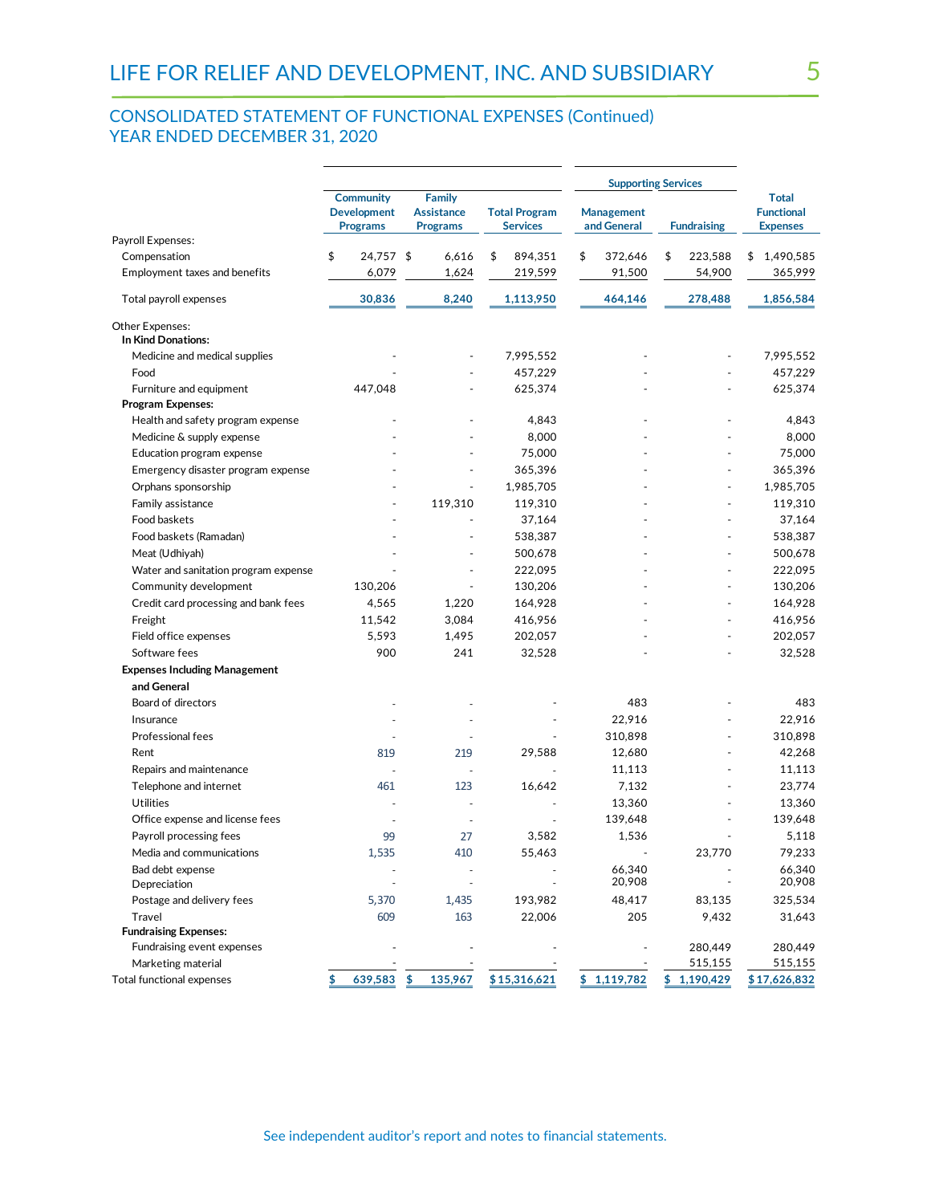## CONSOLIDATED STATEMENT OF FUNCTIONAL EXPENSES (Continued)
## YEAR ENDED DECEMBER 31, 2020

| | Community Development Programs | Family Assistance Programs | Total Program Services | Supporting Services: Management and General | Supporting Services: Fundraising | Total Functional Expenses |
|---|---|---|---|---|---|---|
| **Payroll Expenses:** | | | | | | |
| Compensation | $ 24,757 | $ 6,616 | $ 894,351 | $ 372,646 | $ 223,588 | $ 1,490,585 |
| Employment taxes and benefits | 6,079 | 1,624 | 219,599 | 91,500 | 54,900 | 365,999 |
| Total payroll expenses | 30,836 | 8,240 | 1,113,950 | 464,146 | 278,488 | 1,856,584 |
| **Other Expenses:** | | | | | | |
| **In Kind Donations:** | | | | | | |
| Medicine and medical supplies | - | - | 7,995,552 | - | - | 7,995,552 |
| Food | - | - | 457,229 | - | - | 457,229 |
| Furniture and equipment | 447,048 | - | 625,374 | - | - | 625,374 |
| **Program Expenses:** | | | | | | |
| Health and safety program expense | - | - | 4,843 | - | - | 4,843 |
| Medicine & supply expense | - | - | 8,000 | - | - | 8,000 |
| Education program expense | - | - | 75,000 | - | - | 75,000 |
| Emergency disaster program expense | - | - | 365,396 | - | - | 365,396 |
| Orphans sponsorship | - | - | 1,985,705 | - | - | 1,985,705 |
| Family assistance | - | 119,310 | 119,310 | - | - | 119,310 |
| Food baskets | - | - | 37,164 | - | - | 37,164 |
| Food baskets (Ramadan) | - | - | 538,387 | - | - | 538,387 |
| Meat (Udhiyah) | - | - | 500,678 | - | - | 500,678 |
| Water and sanitation program expense | - | - | 222,095 | - | - | 222,095 |
| Community development | 130,206 | - | 130,206 | - | - | 130,206 |
| Credit card processing and bank fees | 4,565 | 1,220 | 164,928 | - | - | 164,928 |
| Freight | 11,542 | 3,084 | 416,956 | - | - | 416,956 |
| Field office expenses | 5,593 | 1,495 | 202,057 | - | - | 202,057 |
| Software fees | 900 | 241 | 32,528 | - | - | 32,528 |
| **Expenses Including Management and General** | | | | | | |
| Board of directors | - | - | - | 483 | - | 483 |
| Insurance | - | - | - | 22,916 | - | 22,916 |
| Professional fees | - | - | - | 310,898 | - | 310,898 |
| Rent | 819 | 219 | 29,588 | 12,680 | - | 42,268 |
| Repairs and maintenance | - | - | - | 11,113 | - | 11,113 |
| Telephone and internet | 461 | 123 | 16,642 | 7,132 | - | 23,774 |
| Utilities | - | - | - | 13,360 | - | 13,360 |
| Office expense and license fees | - | - | - | 139,648 | - | 139,648 |
| Payroll processing fees | 99 | 27 | 3,582 | 1,536 | - | 5,118 |
| Media and communications | 1,535 | 410 | 55,463 | - | 23,770 | 79,233 |
| Bad debt expense | - | - | - | 66,340 | - | 66,340 |
| Depreciation | - | - | - | 20,908 | - | 20,908 |
| Postage and delivery fees | 5,370 | 1,435 | 193,982 | 48,417 | 83,135 | 325,534 |
| Travel | 609 | 163 | 22,006 | 205 | 9,432 | 31,643 |
| **Fundraising Expenses:** | | | | | | |
| Fundraising event expenses | - | - | - | - | 280,449 | 280,449 |
| Marketing material | - | - | - | - | 515,155 | 515,155 |
| Total functional expenses | $ 639,583 | $ 135,967 | $ 15,316,621 | $ 1,119,782 | $ 1,190,429 | $ 17,626,832 |

See independent auditor's report and notes to financial statements.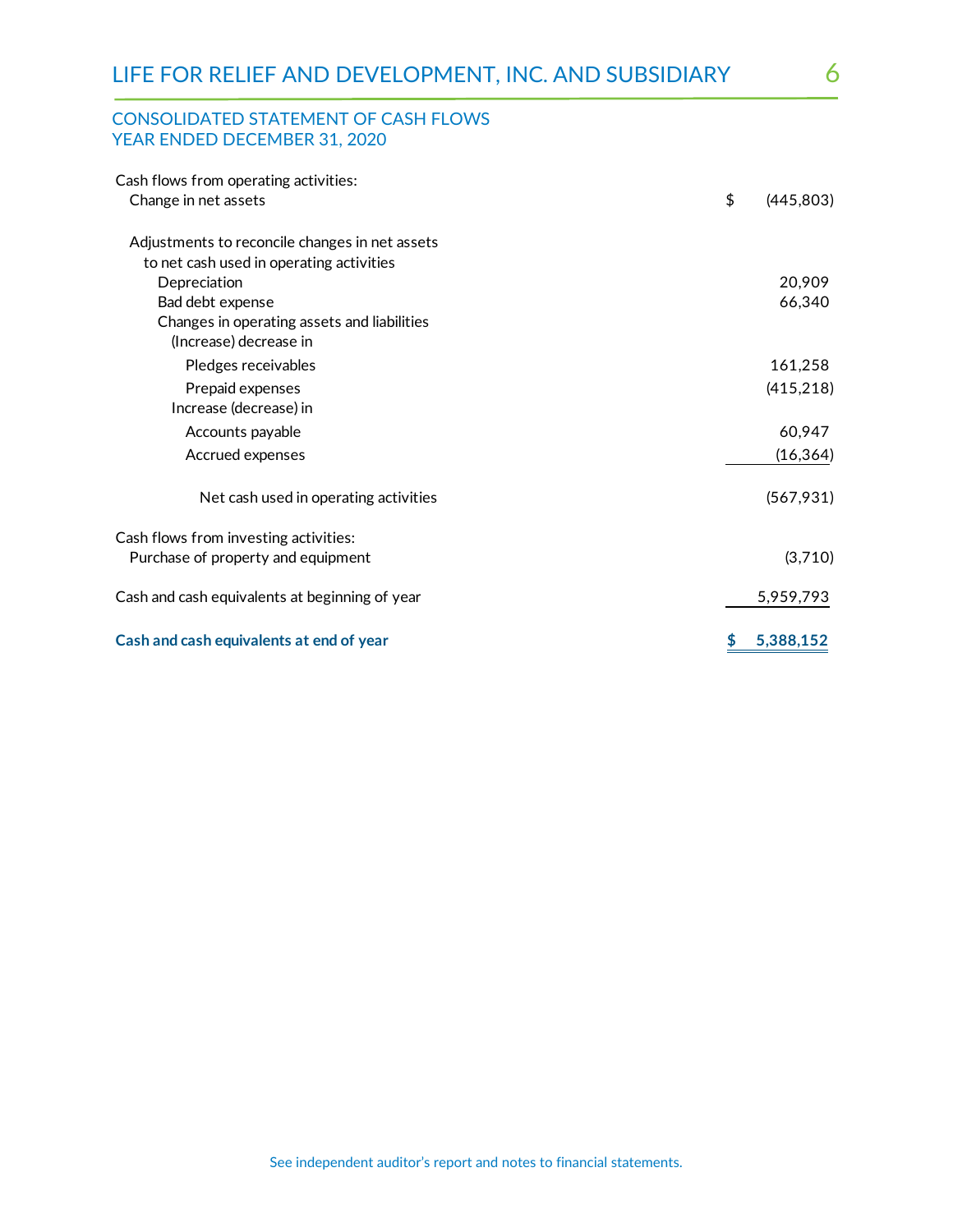# LIFE FOR RELIEF AND DEVELOPMENT, INC. AND SUBSIDIARY

## CONSOLIDATED STATEMENT OF CASH FLOWS
## YEAR ENDED DECEMBER 31, 2020

| | |
|---|---|
| Cash flows from operating activities: | |
| Change in net assets | $ (445,803) |
| Adjustments to reconcile changes in net assets to net cash used in operating activities | |
| Depreciation | 20,909 |
| Bad debt expense | 66,340 |
| Changes in operating assets and liabilities | |
| (Increase) decrease in | |
| Pledges receivables | 161,258 |
| Prepaid expenses | (415,218) |
| Increase (decrease) in | |
| Accounts payable | 60,947 |
| Accrued expenses | (16,364) |
| Net cash used in operating activities | (567,931) |
| Cash flows from investing activities: | |
| Purchase of property and equipment | (3,710) |
| Cash and cash equivalents at beginning of year | 5,959,793 |
| **Cash and cash equivalents at end of year** | **$ 5,388,152** |

See independent auditor's report and notes to financial statements.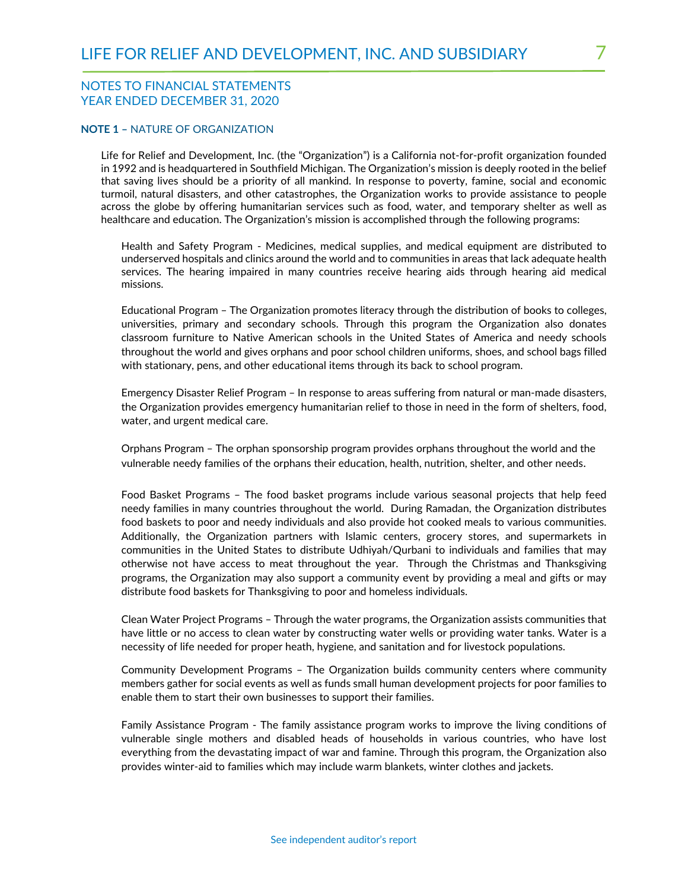# NOTES TO FINANCIAL STATEMENTS
# YEAR ENDED DECEMBER 31, 2020

## NOTE 1 – NATURE OF ORGANIZATION

Life for Relief and Development, Inc. (the "Organization") is a California not-for-profit organization founded in 1992 and is headquartered in Southfield Michigan. The Organization's mission is deeply rooted in the belief that saving lives should be a priority of all mankind. In response to poverty, famine, social and economic turmoil, natural disasters, and other catastrophes, the Organization works to provide assistance to people across the globe by offering humanitarian services such as food, water, and temporary shelter as well as healthcare and education. The Organization's mission is accomplished through the following programs:

Health and Safety Program - Medicines, medical supplies, and medical equipment are distributed to underserved hospitals and clinics around the world and to communities in areas that lack adequate health services. The hearing impaired in many countries receive hearing aids through hearing aid medical missions.

Educational Program – The Organization promotes literacy through the distribution of books to colleges, universities, primary and secondary schools. Through this program the Organization also donates classroom furniture to Native American schools in the United States of America and needy schools throughout the world and gives orphans and poor school children uniforms, shoes, and school bags filled with stationary, pens, and other educational items through its back to school program.

Emergency Disaster Relief Program – In response to areas suffering from natural or man-made disasters, the Organization provides emergency humanitarian relief to those in need in the form of shelters, food, water, and urgent medical care.

Orphans Program – The orphan sponsorship program provides orphans throughout the world and the vulnerable needy families of the orphans their education, health, nutrition, shelter, and other needs.

Food Basket Programs – The food basket programs include various seasonal projects that help feed needy families in many countries throughout the world. During Ramadan, the Organization distributes food baskets to poor and needy individuals and also provide hot cooked meals to various communities. Additionally, the Organization partners with Islamic centers, grocery stores, and supermarkets in communities in the United States to distribute Udhiyah/Qurbani to individuals and families that may otherwise not have access to meat throughout the year. Through the Christmas and Thanksgiving programs, the Organization may also support a community event by providing a meal and gifts or may distribute food baskets for Thanksgiving to poor and homeless individuals.

Clean Water Project Programs – Through the water programs, the Organization assists communities that have little or no access to clean water by constructing water wells or providing water tanks. Water is a necessity of life needed for proper heath, hygiene, and sanitation and for livestock populations.

Community Development Programs – The Organization builds community centers where community members gather for social events as well as funds small human development projects for poor families to enable them to start their own businesses to support their families.

Family Assistance Program - The family assistance program works to improve the living conditions of vulnerable single mothers and disabled heads of households in various countries, who have lost everything from the devastating impact of war and famine. Through this program, the Organization also provides winter-aid to families which may include warm blankets, winter clothes and jackets.

See independent auditor's report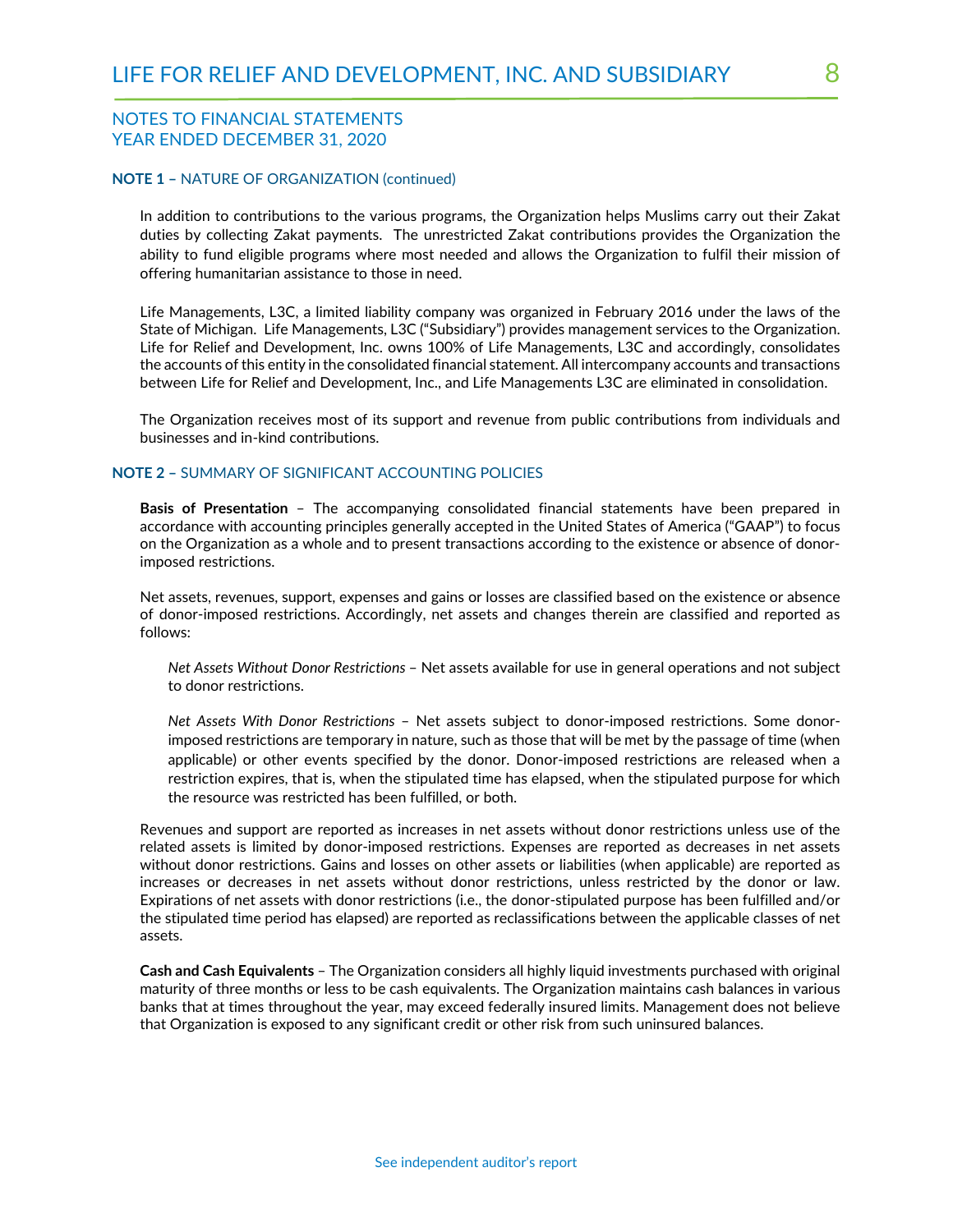## NOTES TO FINANCIAL STATEMENTS
## YEAR ENDED DECEMBER 31, 2020

**NOTE 1 –** NATURE OF ORGANIZATION (continued)

In addition to contributions to the various programs, the Organization helps Muslims carry out their Zakat duties by collecting Zakat payments. The unrestricted Zakat contributions provides the Organization the ability to fund eligible programs where most needed and allows the Organization to fulfil their mission of offering humanitarian assistance to those in need.

Life Managements, L3C, a limited liability company was organized in February 2016 under the laws of the State of Michigan. Life Managements, L3C ("Subsidiary") provides management services to the Organization. Life for Relief and Development, Inc. owns 100% of Life Managements, L3C and accordingly, consolidates the accounts of this entity in the consolidated financial statement. All intercompany accounts and transactions between Life for Relief and Development, Inc., and Life Managements L3C are eliminated in consolidation.

The Organization receives most of its support and revenue from public contributions from individuals and businesses and in-kind contributions.

**NOTE 2 –** SUMMARY OF SIGNIFICANT ACCOUNTING POLICIES

**Basis of Presentation** – The accompanying consolidated financial statements have been prepared in accordance with accounting principles generally accepted in the United States of America ("GAAP") to focus on the Organization as a whole and to present transactions according to the existence or absence of donor-imposed restrictions.

Net assets, revenues, support, expenses and gains or losses are classified based on the existence or absence of donor-imposed restrictions. Accordingly, net assets and changes therein are classified and reported as follows:

*Net Assets Without Donor Restrictions* – Net assets available for use in general operations and not subject to donor restrictions.

*Net Assets With Donor Restrictions* – Net assets subject to donor-imposed restrictions. Some donor-imposed restrictions are temporary in nature, such as those that will be met by the passage of time (when applicable) or other events specified by the donor. Donor-imposed restrictions are released when a restriction expires, that is, when the stipulated time has elapsed, when the stipulated purpose for which the resource was restricted has been fulfilled, or both.

Revenues and support are reported as increases in net assets without donor restrictions unless use of the related assets is limited by donor-imposed restrictions. Expenses are reported as decreases in net assets without donor restrictions. Gains and losses on other assets or liabilities (when applicable) are reported as increases or decreases in net assets without donor restrictions, unless restricted by the donor or law. Expirations of net assets with donor restrictions (i.e., the donor-stipulated purpose has been fulfilled and/or the stipulated time period has elapsed) are reported as reclassifications between the applicable classes of net assets.

**Cash and Cash Equivalents** – The Organization considers all highly liquid investments purchased with original maturity of three months or less to be cash equivalents. The Organization maintains cash balances in various banks that at times throughout the year, may exceed federally insured limits. Management does not believe that Organization is exposed to any significant credit or other risk from such uninsured balances.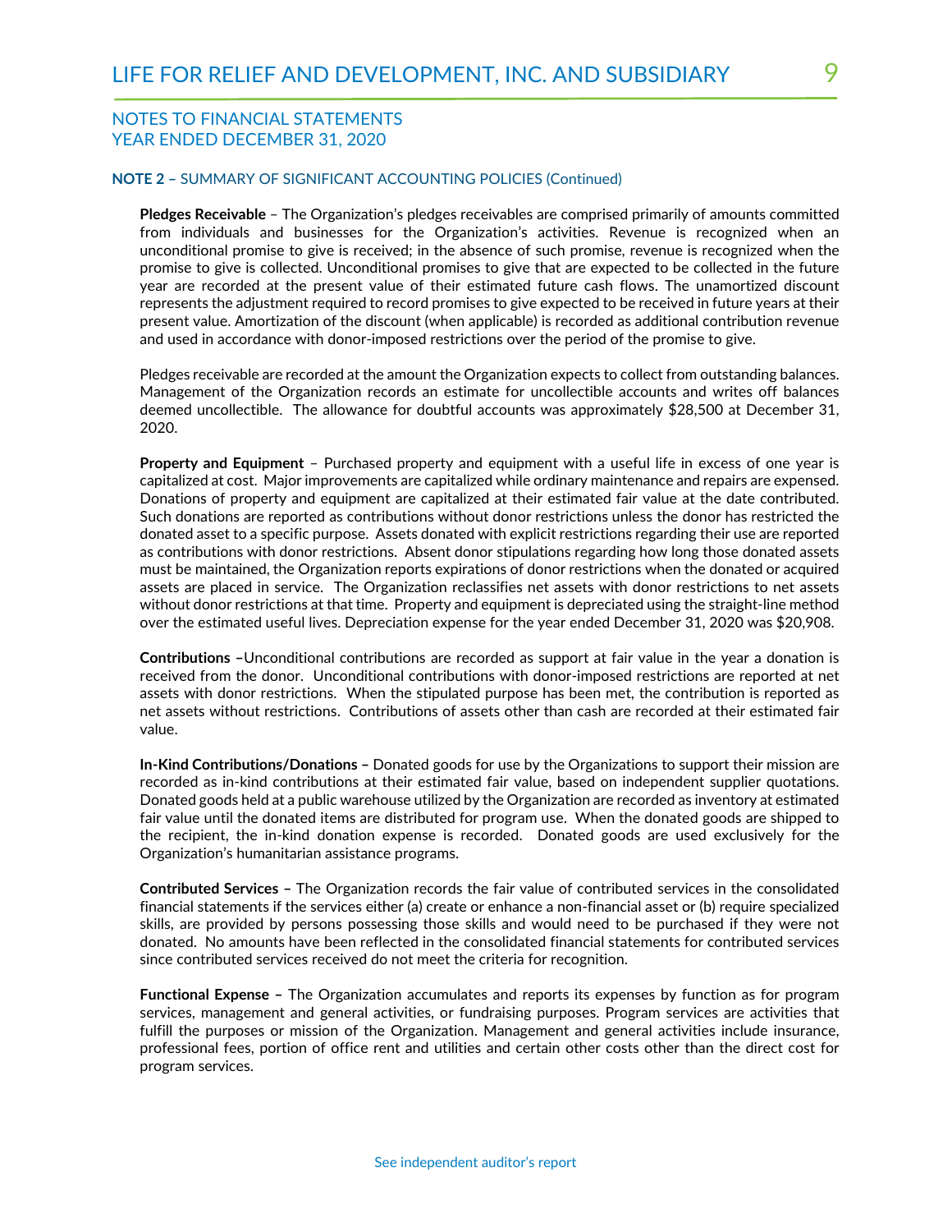NOTES TO FINANCIAL STATEMENTS
YEAR ENDED DECEMBER 31, 2020

**NOTE 2 –** SUMMARY OF SIGNIFICANT ACCOUNTING POLICIES (Continued)

**Pledges Receivable** – The Organization's pledges receivables are comprised primarily of amounts committed from individuals and businesses for the Organization's activities. Revenue is recognized when an unconditional promise to give is received; in the absence of such promise, revenue is recognized when the promise to give is collected. Unconditional promises to give that are expected to be collected in the future year are recorded at the present value of their estimated future cash flows. The unamortized discount represents the adjustment required to record promises to give expected to be received in future years at their present value. Amortization of the discount (when applicable) is recorded as additional contribution revenue and used in accordance with donor-imposed restrictions over the period of the promise to give.

Pledges receivable are recorded at the amount the Organization expects to collect from outstanding balances. Management of the Organization records an estimate for uncollectible accounts and writes off balances deemed uncollectible. The allowance for doubtful accounts was approximately $28,500 at December 31, 2020.

**Property and Equipment** – Purchased property and equipment with a useful life in excess of one year is capitalized at cost. Major improvements are capitalized while ordinary maintenance and repairs are expensed. Donations of property and equipment are capitalized at their estimated fair value at the date contributed. Such donations are reported as contributions without donor restrictions unless the donor has restricted the donated asset to a specific purpose. Assets donated with explicit restrictions regarding their use are reported as contributions with donor restrictions. Absent donor stipulations regarding how long those donated assets must be maintained, the Organization reports expirations of donor restrictions when the donated or acquired assets are placed in service. The Organization reclassifies net assets with donor restrictions to net assets without donor restrictions at that time. Property and equipment is depreciated using the straight-line method over the estimated useful lives. Depreciation expense for the year ended December 31, 2020 was $20,908.

**Contributions –** Unconditional contributions are recorded as support at fair value in the year a donation is received from the donor. Unconditional contributions with donor-imposed restrictions are reported at net assets with donor restrictions. When the stipulated purpose has been met, the contribution is reported as net assets without restrictions. Contributions of assets other than cash are recorded at their estimated fair value.

**In-Kind Contributions/Donations –** Donated goods for use by the Organizations to support their mission are recorded as in-kind contributions at their estimated fair value, based on independent supplier quotations. Donated goods held at a public warehouse utilized by the Organization are recorded as inventory at estimated fair value until the donated items are distributed for program use. When the donated goods are shipped to the recipient, the in-kind donation expense is recorded. Donated goods are used exclusively for the Organization's humanitarian assistance programs.

**Contributed Services –** The Organization records the fair value of contributed services in the consolidated financial statements if the services either (a) create or enhance a non-financial asset or (b) require specialized skills, are provided by persons possessing those skills and would need to be purchased if they were not donated. No amounts have been reflected in the consolidated financial statements for contributed services since contributed services received do not meet the criteria for recognition.

**Functional Expense –** The Organization accumulates and reports its expenses by function as for program services, management and general activities, or fundraising purposes. Program services are activities that fulfill the purposes or mission of the Organization. Management and general activities include insurance, professional fees, portion of office rent and utilities and certain other costs other than the direct cost for program services.

See independent auditor's report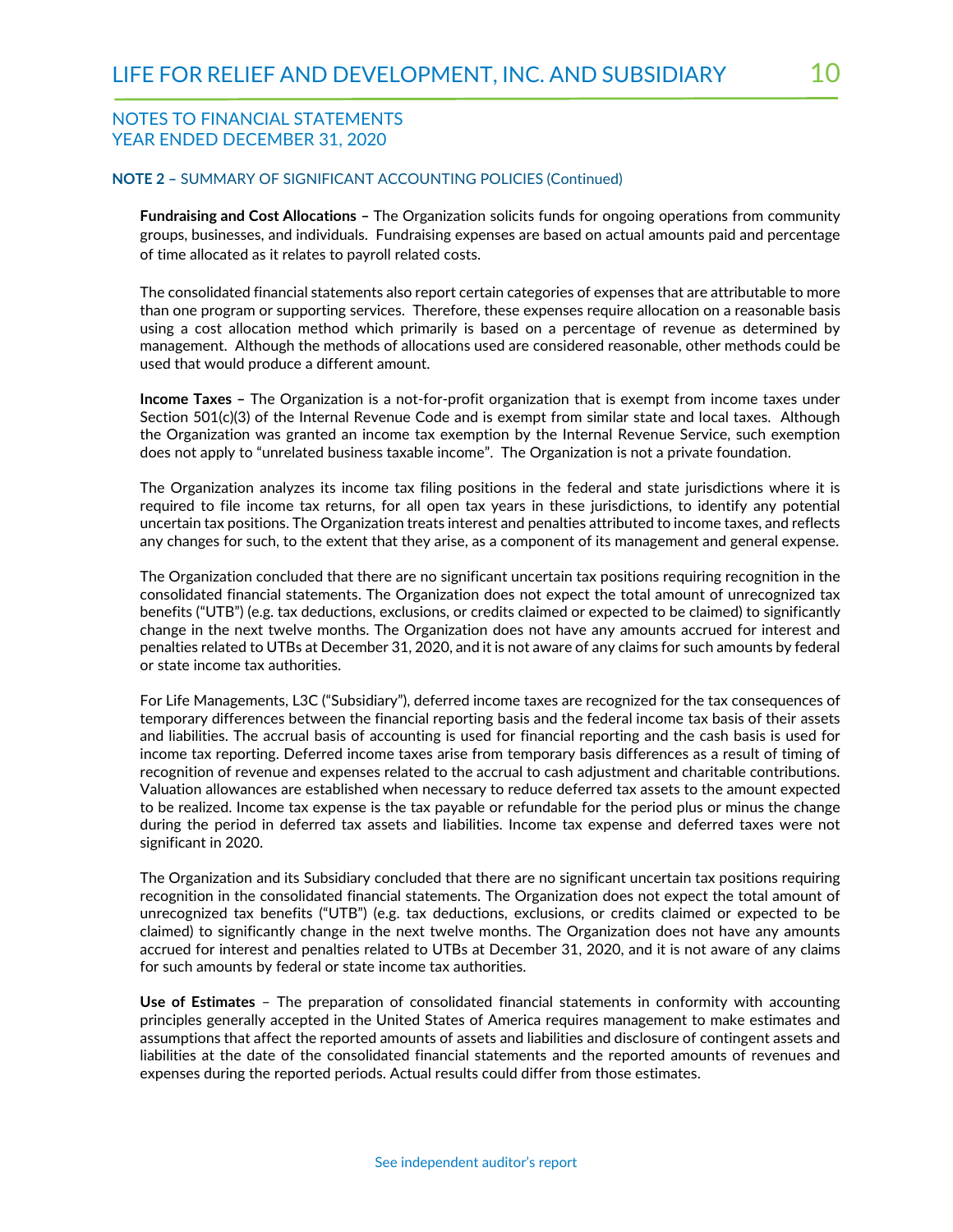# NOTES TO FINANCIAL STATEMENTS
# YEAR ENDED DECEMBER 31, 2020

**NOTE 2 –** SUMMARY OF SIGNIFICANT ACCOUNTING POLICIES (Continued)

**Fundraising and Cost Allocations –** The Organization solicits funds for ongoing operations from community groups, businesses, and individuals. Fundraising expenses are based on actual amounts paid and percentage of time allocated as it relates to payroll related costs.

The consolidated financial statements also report certain categories of expenses that are attributable to more than one program or supporting services. Therefore, these expenses require allocation on a reasonable basis using a cost allocation method which primarily is based on a percentage of revenue as determined by management. Although the methods of allocations used are considered reasonable, other methods could be used that would produce a different amount.

**Income Taxes –** The Organization is a not-for-profit organization that is exempt from income taxes under Section 501(c)(3) of the Internal Revenue Code and is exempt from similar state and local taxes. Although the Organization was granted an income tax exemption by the Internal Revenue Service, such exemption does not apply to "unrelated business taxable income". The Organization is not a private foundation.

The Organization analyzes its income tax filing positions in the federal and state jurisdictions where it is required to file income tax returns, for all open tax years in these jurisdictions, to identify any potential uncertain tax positions. The Organization treats interest and penalties attributed to income taxes, and reflects any changes for such, to the extent that they arise, as a component of its management and general expense.

The Organization concluded that there are no significant uncertain tax positions requiring recognition in the consolidated financial statements. The Organization does not expect the total amount of unrecognized tax benefits ("UTB") (e.g. tax deductions, exclusions, or credits claimed or expected to be claimed) to significantly change in the next twelve months. The Organization does not have any amounts accrued for interest and penalties related to UTBs at December 31, 2020, and it is not aware of any claims for such amounts by federal or state income tax authorities.

For Life Managements, L3C ("Subsidiary"), deferred income taxes are recognized for the tax consequences of temporary differences between the financial reporting basis and the federal income tax basis of their assets and liabilities. The accrual basis of accounting is used for financial reporting and the cash basis is used for income tax reporting. Deferred income taxes arise from temporary basis differences as a result of timing of recognition of revenue and expenses related to the accrual to cash adjustment and charitable contributions. Valuation allowances are established when necessary to reduce deferred tax assets to the amount expected to be realized. Income tax expense is the tax payable or refundable for the period plus or minus the change during the period in deferred tax assets and liabilities. Income tax expense and deferred taxes were not significant in 2020.

The Organization and its Subsidiary concluded that there are no significant uncertain tax positions requiring recognition in the consolidated financial statements. The Organization does not expect the total amount of unrecognized tax benefits ("UTB") (e.g. tax deductions, exclusions, or credits claimed or expected to be claimed) to significantly change in the next twelve months. The Organization does not have any amounts accrued for interest and penalties related to UTBs at December 31, 2020, and it is not aware of any claims for such amounts by federal or state income tax authorities.

**Use of Estimates** – The preparation of consolidated financial statements in conformity with accounting principles generally accepted in the United States of America requires management to make estimates and assumptions that affect the reported amounts of assets and liabilities and disclosure of contingent assets and liabilities at the date of the consolidated financial statements and the reported amounts of revenues and expenses during the reported periods. Actual results could differ from those estimates.

See independent auditor's report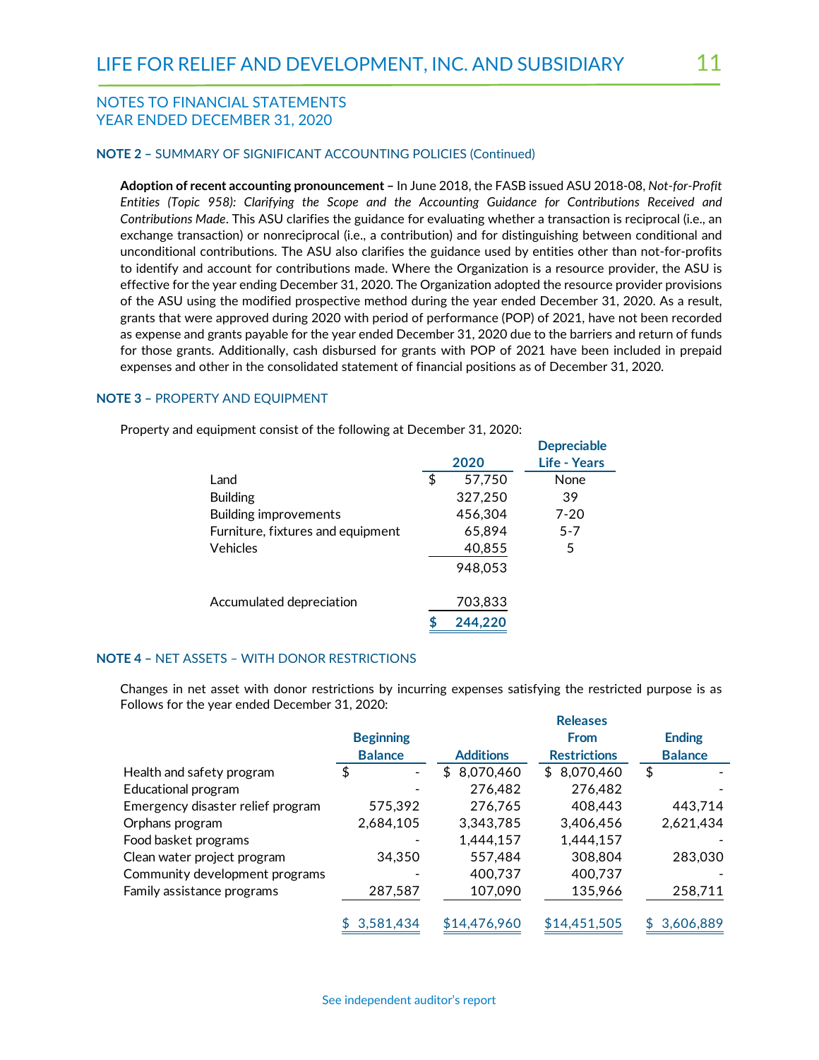NOTES TO FINANCIAL STATEMENTS
YEAR ENDED DECEMBER 31, 2020

### NOTE 2 – SUMMARY OF SIGNIFICANT ACCOUNTING POLICIES (Continued)

**Adoption of recent accounting pronouncement –** In June 2018, the FASB issued ASU 2018-08, *Not-for-Profit Entities (Topic 958): Clarifying the Scope and the Accounting Guidance for Contributions Received and Contributions Made*. This ASU clarifies the guidance for evaluating whether a transaction is reciprocal (i.e., an exchange transaction) or nonreciprocal (i.e., a contribution) and for distinguishing between conditional and unconditional contributions. The ASU also clarifies the guidance used by entities other than not-for-profits to identify and account for contributions made. Where the Organization is a resource provider, the ASU is effective for the year ending December 31, 2020. The Organization adopted the resource provider provisions of the ASU using the modified prospective method during the year ended December 31, 2020. As a result, grants that were approved during 2020 with period of performance (POP) of 2021, have not been recorded as expense and grants payable for the year ended December 31, 2020 due to the barriers and return of funds for those grants. Additionally, cash disbursed for grants with POP of 2021 have been included in prepaid expenses and other in the consolidated statement of financial positions as of December 31, 2020.

### NOTE 3 – PROPERTY AND EQUIPMENT

Property and equipment consist of the following at December 31, 2020:

| | 2020 | Depreciable Life - Years |
|---|---|---|
| Land | $ 57,750 | None |
| Building | 327,250 | 39 |
| Building improvements | 456,304 | 7-20 |
| Furniture, fixtures and equipment | 65,894 | 5-7 |
| Vehicles | 40,855 | 5 |
| | 948,053 | |
| Accumulated depreciation | 703,833 | |
| | **$ 244,220** | |

### NOTE 4 – NET ASSETS – WITH DONOR RESTRICTIONS

Changes in net asset with donor restrictions by incurring expenses satisfying the restricted purpose is as Follows for the year ended December 31, 2020:

| | Beginning Balance | Additions | Releases From Restrictions | Ending Balance |
|---|---|---|---|---|
| Health and safety program | $ - | $ 8,070,460 | $ 8,070,460 | $ - |
| Educational program | - | 276,482 | 276,482 | - |
| Emergency disaster relief program | 575,392 | 276,765 | 408,443 | 443,714 |
| Orphans program | 2,684,105 | 3,343,785 | 3,406,456 | 2,621,434 |
| Food basket programs | - | 1,444,157 | 1,444,157 | - |
| Clean water project program | 34,350 | 557,484 | 308,804 | 283,030 |
| Community development programs | - | 400,737 | 400,737 | - |
| Family assistance programs | 287,587 | 107,090 | 135,966 | 258,711 |
| | $ 3,581,434 | $14,476,960 | $14,451,505 | $ 3,606,889 |

See independent auditor's report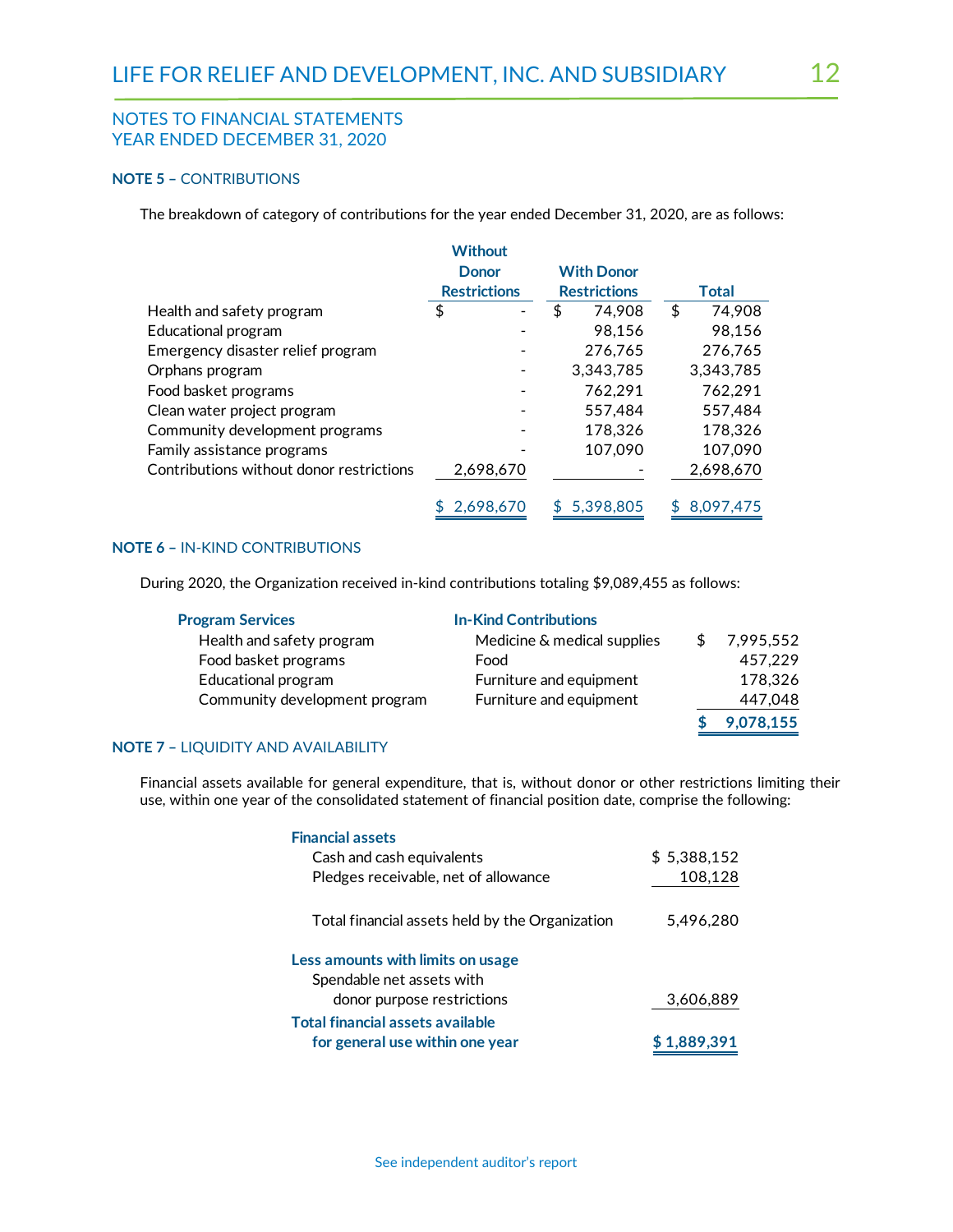NOTES TO FINANCIAL STATEMENTS
YEAR ENDED DECEMBER 31, 2020

**NOTE 5 –** CONTRIBUTIONS

The breakdown of category of contributions for the year ended December 31, 2020, are as follows:

| | Without Donor Restrictions | With Donor Restrictions | Total |
|---|---|---|---|
| Health and safety program | $ - | $ 74,908 | $ 74,908 |
| Educational program | - | 98,156 | 98,156 |
| Emergency disaster relief program | - | 276,765 | 276,765 |
| Orphans program | - | 3,343,785 | 3,343,785 |
| Food basket programs | - | 762,291 | 762,291 |
| Clean water project program | - | 557,484 | 557,484 |
| Community development programs | - | 178,326 | 178,326 |
| Family assistance programs | - | 107,090 | 107,090 |
| Contributions without donor restrictions | 2,698,670 | - | 2,698,670 |
| | $ 2,698,670 | $ 5,398,805 | $ 8,097,475 |

**NOTE 6 –** IN-KIND CONTRIBUTIONS

During 2020, the Organization received in-kind contributions totaling $9,089,455 as follows:

| Program Services | In-Kind Contributions | |
|---|---|---|
| Health and safety program | Medicine & medical supplies | $ 7,995,552 |
| Food basket programs | Food | 457,229 |
| Educational program | Furniture and equipment | 178,326 |
| Community development program | Furniture and equipment | 447,048 |
| | | **$ 9,078,155** |

**NOTE 7 –** LIQUIDITY AND AVAILABILITY

Financial assets available for general expenditure, that is, without donor or other restrictions limiting their use, within one year of the consolidated statement of financial position date, comprise the following:

| | |
|---|---|
| **Financial assets** | |
| Cash and cash equivalents | $ 5,388,152 |
| Pledges receivable, net of allowance | 108,128 |
| Total financial assets held by the Organization | 5,496,280 |
| **Less amounts with limits on usage** | |
| Spendable net assets with donor purpose restrictions | 3,606,889 |
| **Total financial assets available for general use within one year** | **$ 1,889,391** |

See independent auditor's report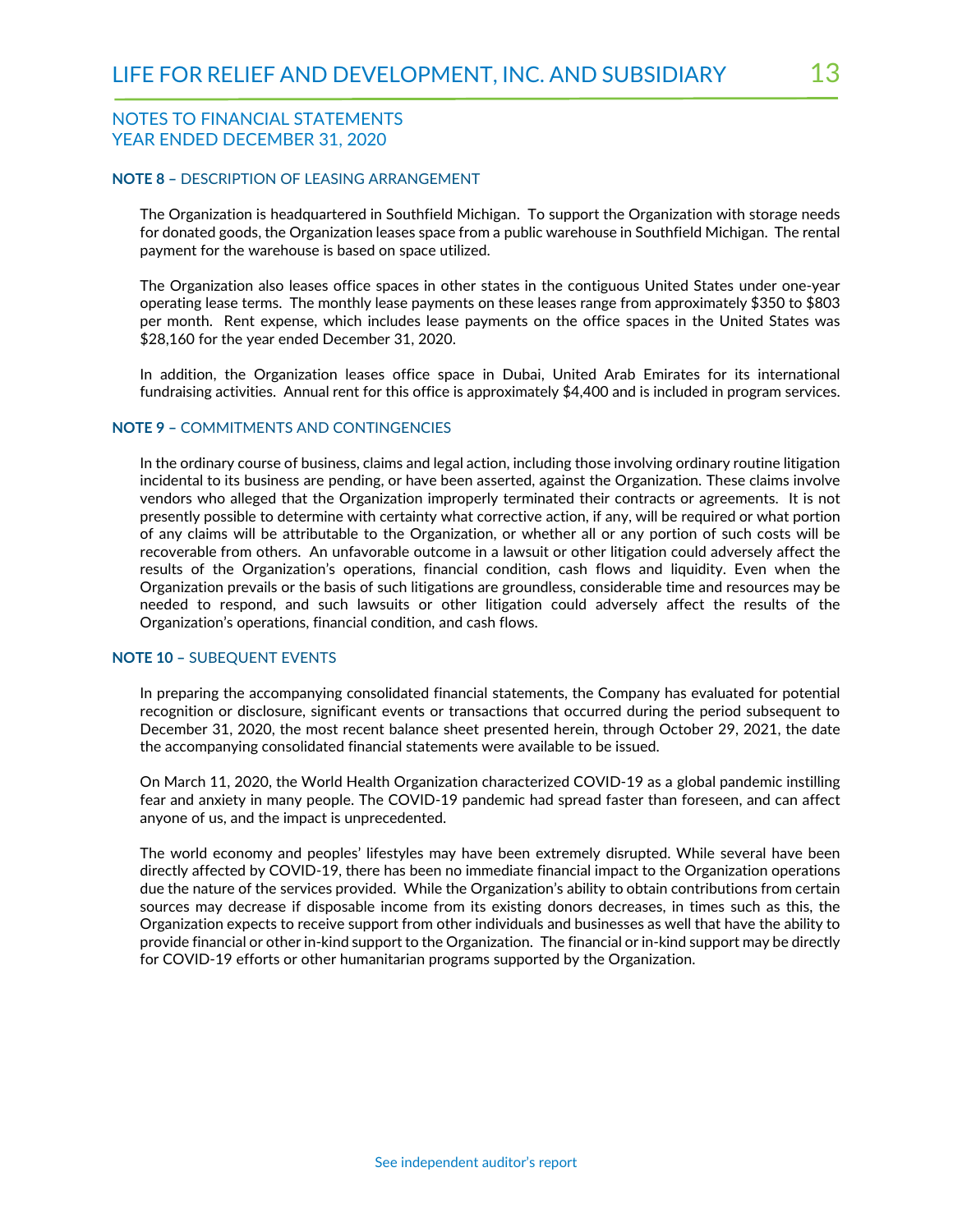NOTES TO FINANCIAL STATEMENTS
YEAR ENDED DECEMBER 31, 2020

### NOTE 8 – DESCRIPTION OF LEASING ARRANGEMENT

The Organization is headquartered in Southfield Michigan. To support the Organization with storage needs for donated goods, the Organization leases space from a public warehouse in Southfield Michigan. The rental payment for the warehouse is based on space utilized.

The Organization also leases office spaces in other states in the contiguous United States under one-year operating lease terms. The monthly lease payments on these leases range from approximately $350 to $803 per month. Rent expense, which includes lease payments on the office spaces in the United States was $28,160 for the year ended December 31, 2020.

In addition, the Organization leases office space in Dubai, United Arab Emirates for its international fundraising activities. Annual rent for this office is approximately $4,400 and is included in program services.

### NOTE 9 – COMMITMENTS AND CONTINGENCIES

In the ordinary course of business, claims and legal action, including those involving ordinary routine litigation incidental to its business are pending, or have been asserted, against the Organization. These claims involve vendors who alleged that the Organization improperly terminated their contracts or agreements. It is not presently possible to determine with certainty what corrective action, if any, will be required or what portion of any claims will be attributable to the Organization, or whether all or any portion of such costs will be recoverable from others. An unfavorable outcome in a lawsuit or other litigation could adversely affect the results of the Organization's operations, financial condition, cash flows and liquidity. Even when the Organization prevails or the basis of such litigations are groundless, considerable time and resources may be needed to respond, and such lawsuits or other litigation could adversely affect the results of the Organization's operations, financial condition, and cash flows.

### NOTE 10 – SUBEQUENT EVENTS

In preparing the accompanying consolidated financial statements, the Company has evaluated for potential recognition or disclosure, significant events or transactions that occurred during the period subsequent to December 31, 2020, the most recent balance sheet presented herein, through October 29, 2021, the date the accompanying consolidated financial statements were available to be issued.

On March 11, 2020, the World Health Organization characterized COVID-19 as a global pandemic instilling fear and anxiety in many people. The COVID-19 pandemic had spread faster than foreseen, and can affect anyone of us, and the impact is unprecedented.

The world economy and peoples' lifestyles may have been extremely disrupted. While several have been directly affected by COVID-19, there has been no immediate financial impact to the Organization operations due the nature of the services provided. While the Organization's ability to obtain contributions from certain sources may decrease if disposable income from its existing donors decreases, in times such as this, the Organization expects to receive support from other individuals and businesses as well that have the ability to provide financial or other in-kind support to the Organization. The financial or in-kind support may be directly for COVID-19 efforts or other humanitarian programs supported by the Organization.